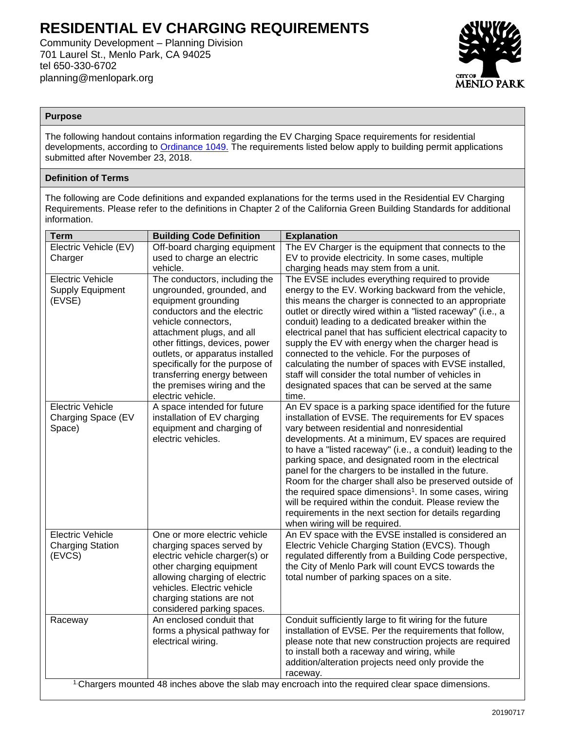# RESIDENTIAL EV CHARGING REQUIREMENTS

Community Development – Planning Division
701 Laurel St., Menlo Park, CA 94025
tel 650-330-6702
planning@menlopark.org

## Purpose

The following handout contains information regarding the EV Charging Space requirements for residential developments, according to Ordinance 1049. The requirements listed below apply to building permit applications submitted after November 23, 2018.

## Definition of Terms

The following are Code definitions and expanded explanations for the terms used in the Residential EV Charging Requirements. Please refer to the definitions in Chapter 2 of the California Green Building Standards for additional information.

| Term | Building Code Definition | Explanation |
|---|---|---|
| Electric Vehicle (EV) Charger | Off-board charging equipment used to charge an electric vehicle. | The EV Charger is the equipment that connects to the EV to provide electricity. In some cases, multiple charging heads may stem from a unit. |
| Electric Vehicle Supply Equipment (EVSE) | The conductors, including the ungrounded, grounded, and equipment grounding conductors and the electric vehicle connectors, attachment plugs, and all other fittings, devices, power outlets, or apparatus installed specifically for the purpose of transferring energy between the premises wiring and the electric vehicle. | The EVSE includes everything required to provide energy to the EV. Working backward from the vehicle, this means the charger is connected to an appropriate outlet or directly wired within a "listed raceway" (i.e., a conduit) leading to a dedicated breaker within the electrical panel that has sufficient electrical capacity to supply the EV with energy when the charger head is connected to the vehicle. For the purposes of calculating the number of spaces with EVSE installed, staff will consider the total number of vehicles in designated spaces that can be served at the same time. |
| Electric Vehicle Charging Space (EV Space) | A space intended for future installation of EV charging equipment and charging of electric vehicles. | An EV space is a parking space identified for the future installation of EVSE. The requirements for EV spaces vary between residential and nonresidential developments. At a minimum, EV spaces are required to have a "listed raceway" (i.e., a conduit) leading to the parking space, and designated room in the electrical panel for the chargers to be installed in the future. Room for the charger shall also be preserved outside of the required space dimensions[1]. In some cases, wiring will be required within the conduit. Please review the requirements in the next section for details regarding when wiring will be required. |
| Electric Vehicle Charging Station (EVCS) | One or more electric vehicle charging spaces served by electric vehicle charger(s) or other charging equipment allowing charging of electric vehicles. Electric vehicle charging stations are not considered parking spaces. | An EV space with the EVSE installed is considered an Electric Vehicle Charging Station (EVCS). Though regulated differently from a Building Code perspective, the City of Menlo Park will count EVCS towards the total number of parking spaces on a site. |
| Raceway | An enclosed conduit that forms a physical pathway for electrical wiring. | Conduit sufficiently large to fit wiring for the future installation of EVSE. Per the requirements that follow, please note that new construction projects are required to install both a raceway and wiring, while addition/alteration projects need only provide the raceway. |

[1] Chargers mounted 48 inches above the slab may encroach into the required clear space dimensions.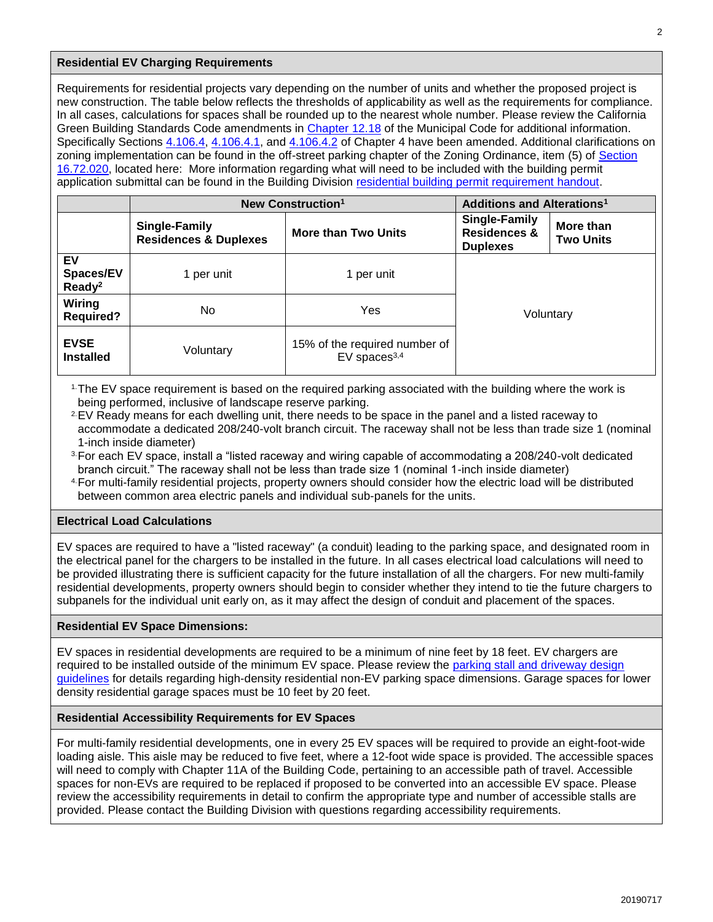## Residential EV Charging Requirements

Requirements for residential projects vary depending on the number of units and whether the proposed project is new construction. The table below reflects the thresholds of applicability as well as the requirements for compliance. In all cases, calculations for spaces shall be rounded up to the nearest whole number. Please review the California Green Building Standards Code amendments in Chapter 12.18 of the Municipal Code for additional information. Specifically Sections 4.106.4, 4.106.4.1, and 4.106.4.2 of Chapter 4 have been amended. Additional clarifications on zoning implementation can be found in the off-street parking chapter of the Zoning Ordinance, item (5) of Section 16.72.020, located here: More information regarding what will need to be included with the building permit application submittal can be found in the Building Division residential building permit requirement handout.

| | New Construction[1] | | Additions and Alterations[1] | |
|---|---|---|---|---|
| | **Single-Family Residences & Duplexes** | **More than Two Units** | **Single-Family Residences & Duplexes** | **More than Two Units** |
| **EV Spaces/EV Ready[2]** | 1 per unit | 1 per unit | Voluntary | |
| **Wiring Required?** | No | Yes | | |
| **EVSE Installed** | Voluntary | 15% of the required number of EV spaces[3,4] | | |

1. The EV space requirement is based on the required parking associated with the building where the work is being performed, inclusive of landscape reserve parking.
2. EV Ready means for each dwelling unit, there needs to be space in the panel and a listed raceway to accommodate a dedicated 208/240-volt branch circuit. The raceway shall not be less than trade size 1 (nominal 1-inch inside diameter)
3. For each EV space, install a "listed raceway and wiring capable of accommodating a 208/240-volt dedicated branch circuit." The raceway shall not be less than trade size 1 (nominal 1-inch inside diameter)
4. For multi-family residential projects, property owners should consider how the electric load will be distributed between common area electric panels and individual sub-panels for the units.

## Electrical Load Calculations

EV spaces are required to have a "listed raceway" (a conduit) leading to the parking space, and designated room in the electrical panel for the chargers to be installed in the future. In all cases electrical load calculations will need to be provided illustrating there is sufficient capacity for the future installation of all the chargers. For new multi-family residential developments, property owners should begin to consider whether they intend to tie the future chargers to subpanels for the individual unit early on, as it may affect the design of conduit and placement of the spaces.

## Residential EV Space Dimensions:

EV spaces in residential developments are required to be a minimum of nine feet by 18 feet. EV chargers are required to be installed outside of the minimum EV space. Please review the parking stall and driveway design guidelines for details regarding high-density residential non-EV parking space dimensions. Garage spaces for lower density residential garage spaces must be 10 feet by 20 feet.

## Residential Accessibility Requirements for EV Spaces

For multi-family residential developments, one in every 25 EV spaces will be required to provide an eight-foot-wide loading aisle. This aisle may be reduced to five feet, where a 12-foot wide space is provided. The accessible spaces will need to comply with Chapter 11A of the Building Code, pertaining to an accessible path of travel. Accessible spaces for non-EVs are required to be replaced if proposed to be converted into an accessible EV space. Please review the accessibility requirements in detail to confirm the appropriate type and number of accessible stalls are provided. Please contact the Building Division with questions regarding accessibility requirements.

20190717